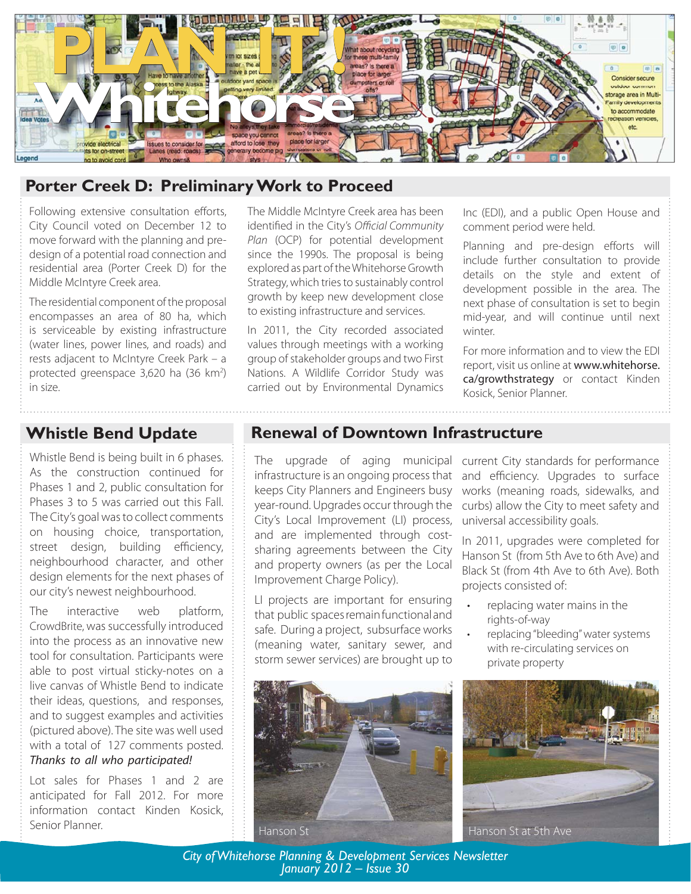# PLAN IT! Whitehorse

## Porter Creek D: Preliminary Work to Proceed

Following extensive consultation efforts, City Council voted on December 12 to move forward with the planning and pre-design of a potential road connection and residential area (Porter Creek D) for the Middle McIntyre Creek area.

The residential component of the proposal encompasses an area of 80 ha, which is serviceable by existing infrastructure (water lines, power lines, and roads) and rests adjacent to McIntyre Creek Park – a protected greenspace 3,620 ha (36 km$^2$) in size.

The Middle McIntyre Creek area has been identified in the City's *Official Community Plan* (OCP) for potential development since the 1990s. The proposal is being explored as part of the Whitehorse Growth Strategy, which tries to sustainably control growth by keep new development close to existing infrastructure and services.

In 2011, the City recorded associated values through meetings with a working group of stakeholder groups and two First Nations. A Wildlife Corridor Study was carried out by Environmental Dynamics Inc (EDI), and a public Open House and comment period were held.

Planning and pre-design efforts will include further consultation to provide details on the style and extent of development possible in the area. The next phase of consultation is set to begin mid-year, and will continue until next winter.

For more information and to view the EDI report, visit us online at www.whitehorse.ca/growthstrategy or contact Kinden Kosick, Senior Planner.

## Whistle Bend Update

Whistle Bend is being built in 6 phases. As the construction continued for Phases 1 and 2, public consultation for Phases 3 to 5 was carried out this Fall. The City's goal was to collect comments on housing choice, transportation, street design, building efficiency, neighbourhood character, and other design elements for the next phases of our city's newest neighbourhood.

The interactive web platform, CrowdBrite, was successfully introduced into the process as an innovative new tool for consultation. Participants were able to post virtual sticky-notes on a live canvas of Whistle Bend to indicate their ideas, questions, and responses, and to suggest examples and activities (pictured above). The site was well used with a total of 127 comments posted. *Thanks to all who participated!*

Lot sales for Phases 1 and 2 are anticipated for Fall 2012. For more information contact Kinden Kosick, Senior Planner.

## Renewal of Downtown Infrastructure

The upgrade of aging municipal infrastructure is an ongoing process that keeps City Planners and Engineers busy year-round. Upgrades occur through the City's Local Improvement (LI) process, and are implemented through cost-sharing agreements between the City and property owners (as per the Local Improvement Charge Policy).

LI projects are important for ensuring that public spaces remain functional and safe. During a project, subsurface works (meaning water, sanitary sewer, and storm sewer services) are brought up to current City standards for performance and efficiency. Upgrades to surface works (meaning roads, sidewalks, and curbs) allow the City to meet safety and universal accessibility goals.

In 2011, upgrades were completed for Hanson St (from 5th Ave to 6th Ave) and Black St (from 4th Ave to 6th Ave). Both projects consisted of:

- replacing water mains in the rights-of-way
- replacing "bleeding" water systems with re-circulating services on private property

Hanson St

Hanson St at 5th Ave

*City of Whitehorse Planning & Development Services Newsletter*
*January 2012 – Issue 30*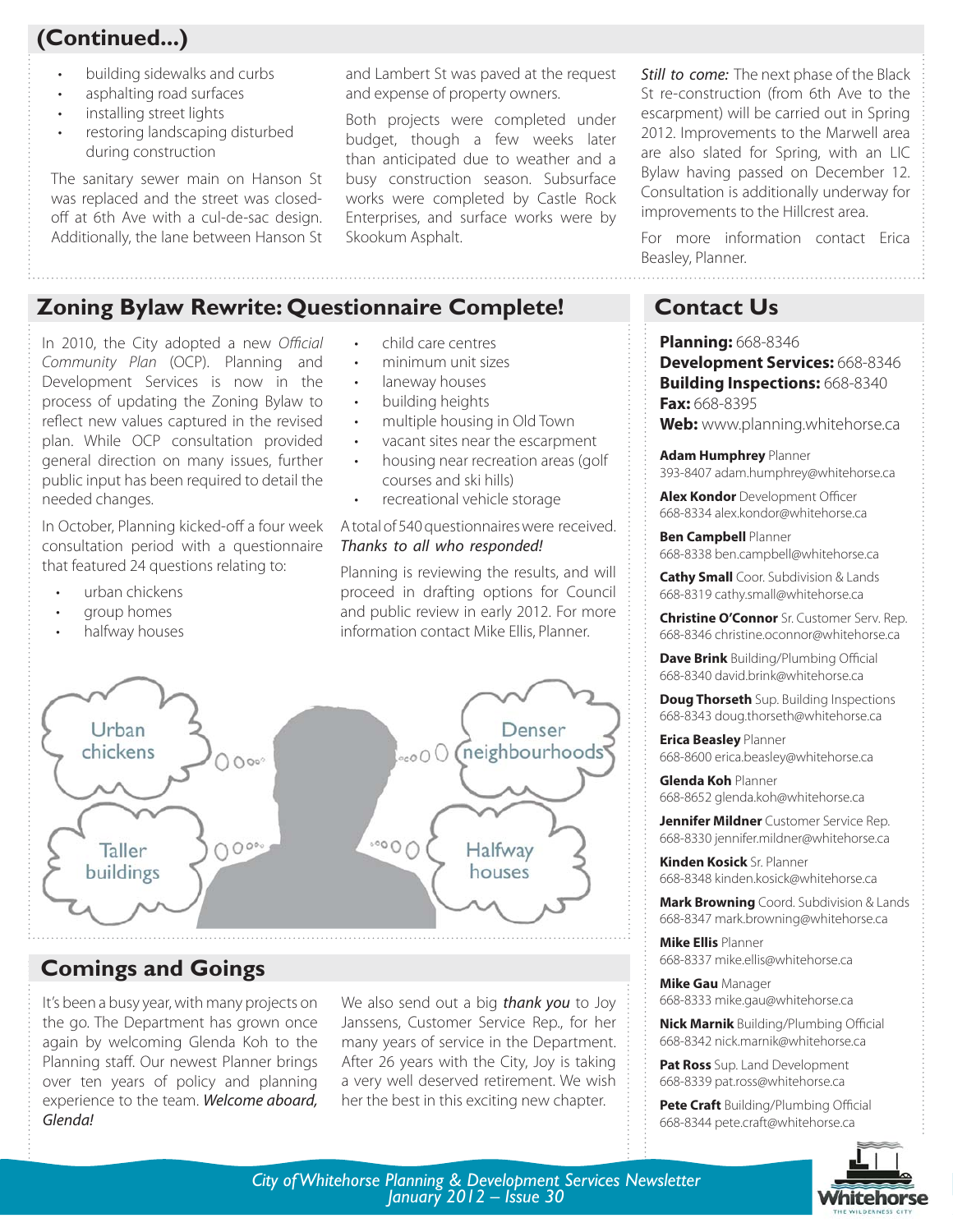## (Continued...)

- building sidewalks and curbs
- asphalting road surfaces
- installing street lights
- restoring landscaping disturbed during construction

The sanitary sewer main on Hanson St was replaced and the street was closed-off at 6th Ave with a cul-de-sac design. Additionally, the lane between Hanson St and Lambert St was paved at the request and expense of property owners.

Both projects were completed under budget, though a few weeks later than anticipated due to weather and a busy construction season. Subsurface works were completed by Castle Rock Enterprises, and surface works were by Skookum Asphalt.

*Still to come:* The next phase of the Black St re-construction (from 6th Ave to the escarpment) will be carried out in Spring 2012. Improvements to the Marwell area are also slated for Spring, with an LIC Bylaw having passed on December 12. Consultation is additionally underway for improvements to the Hillcrest area.

For more information contact Erica Beasley, Planner.

## Zoning Bylaw Rewrite: Questionnaire Complete!

In 2010, the City adopted a new *Official Community Plan* (OCP). Planning and Development Services is now in the process of updating the Zoning Bylaw to reflect new values captured in the revised plan. While OCP consultation provided general direction on many issues, further public input has been required to detail the needed changes.

In October, Planning kicked-off a four week consultation period with a questionnaire that featured 24 questions relating to:

- urban chickens
- group homes
- halfway houses
- child care centres
- minimum unit sizes
- laneway houses
- building heights
- multiple housing in Old Town
- vacant sites near the escarpment
- housing near recreation areas (golf courses and ski hills)
- recreational vehicle storage

A total of 540 questionnaires were received. *Thanks to all who responded!*

Planning is reviewing the results, and will proceed in drafting options for Council and public review in early 2012. For more information contact Mike Ellis, Planner.

Urban chickens

Denser neighbourhoods

Taller buildings

Halfway houses

## Comings and Goings

It's been a busy year, with many projects on the go. The Department has grown once again by welcoming Glenda Koh to the Planning staff. Our newest Planner brings over ten years of policy and planning experience to the team. ***Welcome aboard, Glenda!***

We also send out a big ***thank you*** to Joy Janssens, Customer Service Rep., for her many years of service in the Department. After 26 years with the City, Joy is taking a very well deserved retirement. We wish her the best in this exciting new chapter.

## Contact Us

**Planning:** 668-8346
**Development Services:** 668-8346
**Building Inspections:** 668-8340
**Fax:** 668-8395
**Web:** www.planning.whitehorse.ca

**Adam Humphrey** Planner
393-8407 adam.humphrey@whitehorse.ca

**Alex Kondor** Development Officer
668-8334 alex.kondor@whitehorse.ca

**Ben Campbell** Planner
668-8338 ben.campbell@whitehorse.ca

**Cathy Small** Coor. Subdivision & Lands
668-8319 cathy.small@whitehorse.ca

**Christine O'Connor** Sr. Customer Serv. Rep.
668-8346 christine.oconnor@whitehorse.ca

**Dave Brink** Building/Plumbing Official
668-8340 david.brink@whitehorse.ca

**Doug Thorseth** Sup. Building Inspections
668-8343 doug.thorseth@whitehorse.ca

**Erica Beasley** Planner
668-8600 erica.beasley@whitehorse.ca

**Glenda Koh** Planner
668-8652 glenda.koh@whitehorse.ca

**Jennifer Mildner** Customer Service Rep.
668-8330 jennifer.mildner@whitehorse.ca

**Kinden Kosick** Sr. Planner
668-8348 kinden.kosick@whitehorse.ca

**Mark Browning** Coord. Subdivision & Lands
668-8347 mark.browning@whitehorse.ca

**Mike Ellis** Planner
668-8337 mike.ellis@whitehorse.ca

**Mike Gau** Manager
668-8333 mike.gau@whitehorse.ca

**Nick Marnik** Building/Plumbing Official
668-8342 nick.marnik@whitehorse.ca

**Pat Ross** Sup. Land Development
668-8339 pat.ross@whitehorse.ca

**Pete Craft** Building/Plumbing Official
668-8344 pete.craft@whitehorse.ca